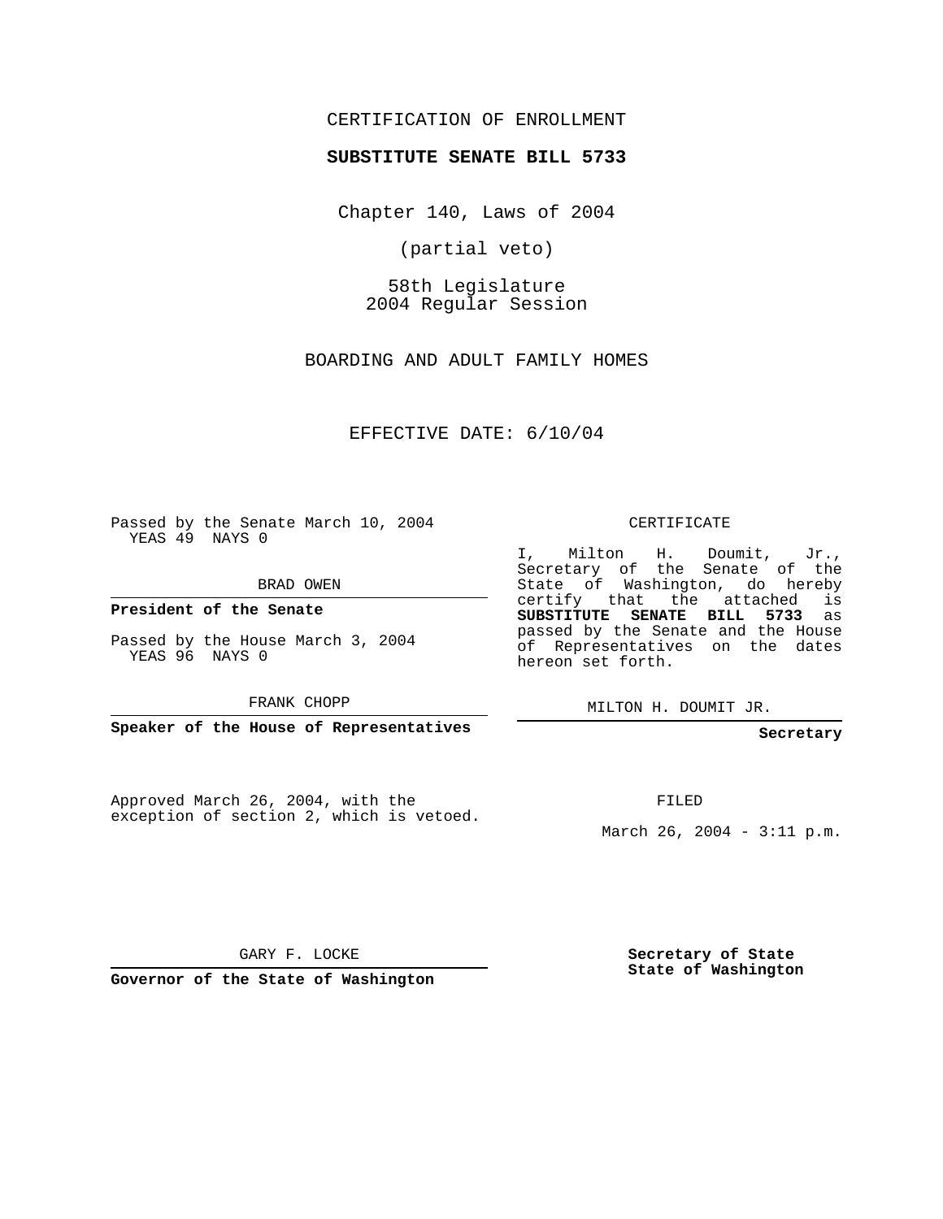CERTIFICATION OF ENROLLMENT

**SUBSTITUTE SENATE BILL 5733**

Chapter 140, Laws of 2004

(partial veto)

58th Legislature
2004 Regular Session

BOARDING AND ADULT FAMILY HOMES

EFFECTIVE DATE: 6/10/04

Passed by the Senate March 10, 2004
YEAS 49 NAYS 0

BRAD OWEN

**President of the Senate**

Passed by the House March 3, 2004
YEAS 96 NAYS 0

FRANK CHOPP

**Speaker of the House of Representatives**

Approved March 26, 2004, with the exception of section 2, which is vetoed.

GARY F. LOCKE

**Governor of the State of Washington**

CERTIFICATE

I, Milton H. Doumit, Jr., Secretary of the Senate of the State of Washington, do hereby certify that the attached is **SUBSTITUTE SENATE BILL 5733** as passed by the Senate and the House of Representatives on the dates hereon set forth.

MILTON H. DOUMIT JR.

**Secretary**

FILED

March 26, 2004 - 3:11 p.m.

**Secretary of State**
**State of Washington**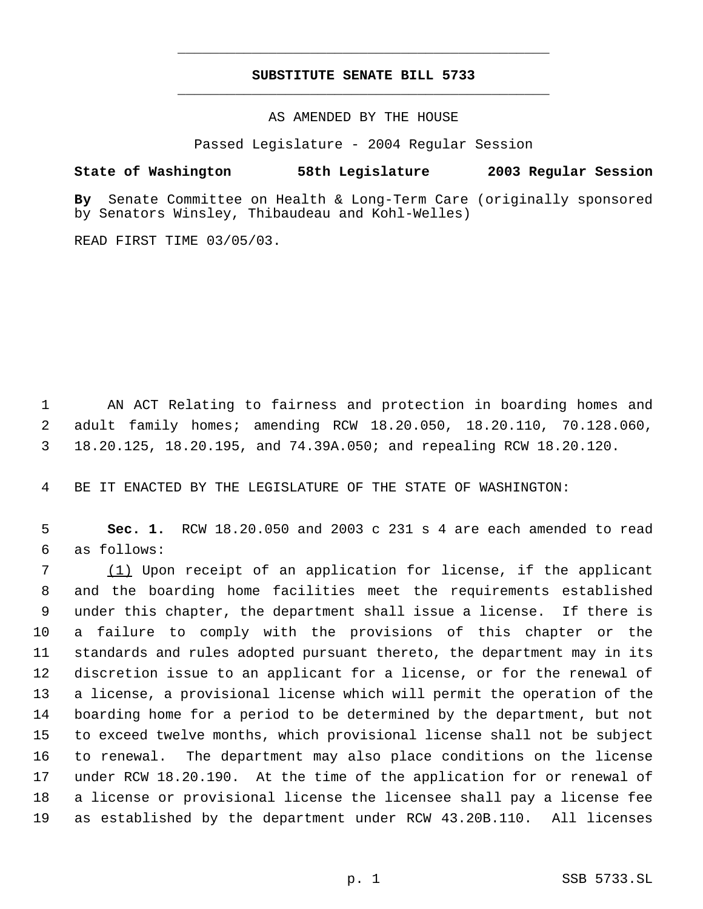# SUBSTITUTE SENATE BILL 5733

AS AMENDED BY THE HOUSE

Passed Legislature - 2004 Regular Session

**State of Washington 58th Legislature 2003 Regular Session**

**By** Senate Committee on Health & Long-Term Care (originally sponsored by Senators Winsley, Thibaudeau and Kohl-Welles)

READ FIRST TIME 03/05/03.

AN ACT Relating to fairness and protection in boarding homes and adult family homes; amending RCW 18.20.050, 18.20.110, 70.128.060, 18.20.125, 18.20.195, and 74.39A.050; and repealing RCW 18.20.120.

BE IT ENACTED BY THE LEGISLATURE OF THE STATE OF WASHINGTON:

**Sec. 1.** RCW 18.20.050 and 2003 c 231 s 4 are each amended to read as follows:

(1) Upon receipt of an application for license, if the applicant and the boarding home facilities meet the requirements established under this chapter, the department shall issue a license. If there is a failure to comply with the provisions of this chapter or the standards and rules adopted pursuant thereto, the department may in its discretion issue to an applicant for a license, or for the renewal of a license, a provisional license which will permit the operation of the boarding home for a period to be determined by the department, but not to exceed twelve months, which provisional license shall not be subject to renewal. The department may also place conditions on the license under RCW 18.20.190. At the time of the application for or renewal of a license or provisional license the licensee shall pay a license fee as established by the department under RCW 43.20B.110. All licenses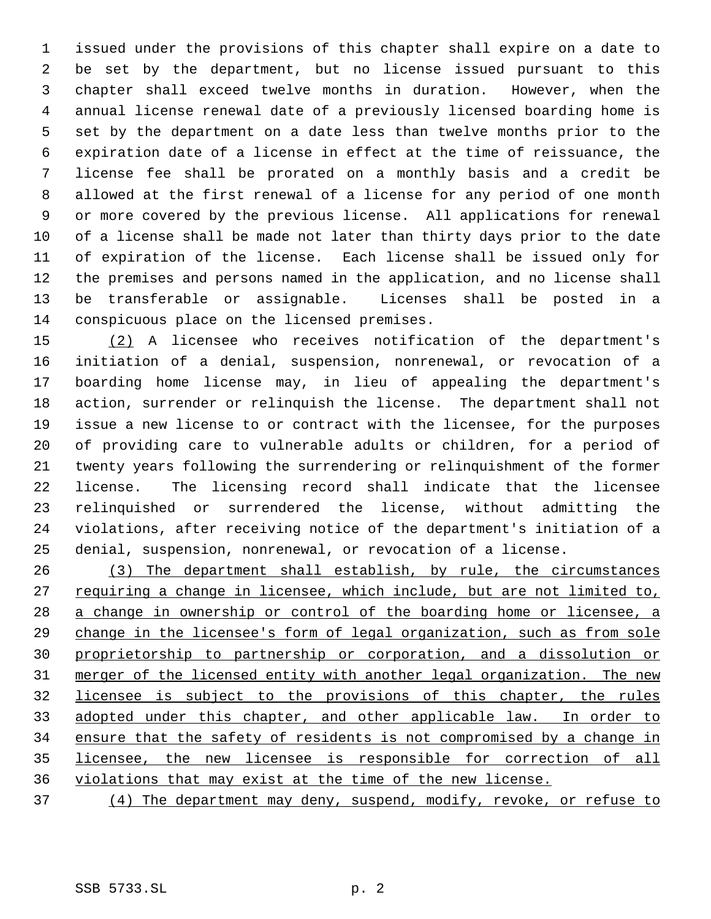issued under the provisions of this chapter shall expire on a date to be set by the department, but no license issued pursuant to this chapter shall exceed twelve months in duration. However, when the annual license renewal date of a previously licensed boarding home is set by the department on a date less than twelve months prior to the expiration date of a license in effect at the time of reissuance, the license fee shall be prorated on a monthly basis and a credit be allowed at the first renewal of a license for any period of one month or more covered by the previous license. All applications for renewal of a license shall be made not later than thirty days prior to the date of expiration of the license. Each license shall be issued only for the premises and persons named in the application, and no license shall be transferable or assignable. Licenses shall be posted in a conspicuous place on the licensed premises.

(2) A licensee who receives notification of the department's initiation of a denial, suspension, nonrenewal, or revocation of a boarding home license may, in lieu of appealing the department's action, surrender or relinquish the license. The department shall not issue a new license to or contract with the licensee, for the purposes of providing care to vulnerable adults or children, for a period of twenty years following the surrendering or relinquishment of the former license. The licensing record shall indicate that the licensee relinquished or surrendered the license, without admitting the violations, after receiving notice of the department's initiation of a denial, suspension, nonrenewal, or revocation of a license.

(3) The department shall establish, by rule, the circumstances requiring a change in licensee, which include, but are not limited to, a change in ownership or control of the boarding home or licensee, a change in the licensee's form of legal organization, such as from sole proprietorship to partnership or corporation, and a dissolution or merger of the licensed entity with another legal organization. The new licensee is subject to the provisions of this chapter, the rules adopted under this chapter, and other applicable law. In order to ensure that the safety of residents is not compromised by a change in licensee, the new licensee is responsible for correction of all violations that may exist at the time of the new license.

(4) The department may deny, suspend, modify, revoke, or refuse to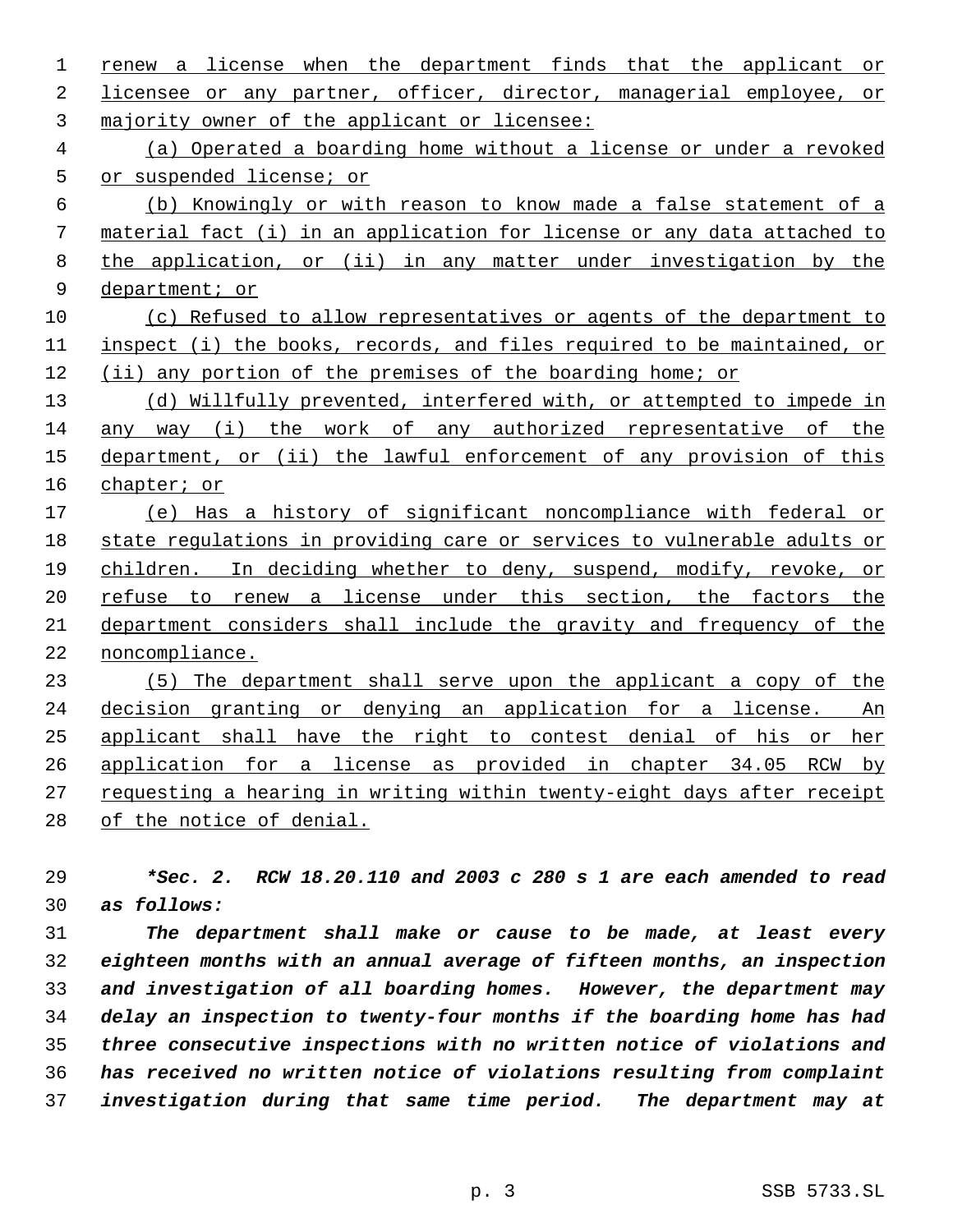renew a license when the department finds that the applicant or licensee or any partner, officer, director, managerial employee, or majority owner of the applicant or licensee:

(a) Operated a boarding home without a license or under a revoked or suspended license; or

(b) Knowingly or with reason to know made a false statement of a material fact (i) in an application for license or any data attached to the application, or (ii) in any matter under investigation by the department; or

(c) Refused to allow representatives or agents of the department to inspect (i) the books, records, and files required to be maintained, or (ii) any portion of the premises of the boarding home; or

(d) Willfully prevented, interfered with, or attempted to impede in any way (i) the work of any authorized representative of the department, or (ii) the lawful enforcement of any provision of this chapter; or

(e) Has a history of significant noncompliance with federal or state regulations in providing care or services to vulnerable adults or children. In deciding whether to deny, suspend, modify, revoke, or refuse to renew a license under this section, the factors the department considers shall include the gravity and frequency of the noncompliance.

(5) The department shall serve upon the applicant a copy of the decision granting or denying an application for a license. An applicant shall have the right to contest denial of his or her application for a license as provided in chapter 34.05 RCW by requesting a hearing in writing within twenty-eight days after receipt of the notice of denial.

***Sec. 2. RCW 18.20.110 and 2003 c 280 s 1 are each amended to read as follows:***

***The department shall make or cause to be made, at least every eighteen months with an annual average of fifteen months, an inspection and investigation of all boarding homes. However, the department may delay an inspection to twenty-four months if the boarding home has had three consecutive inspections with no written notice of violations and has received no written notice of violations resulting from complaint investigation during that same time period. The department may at***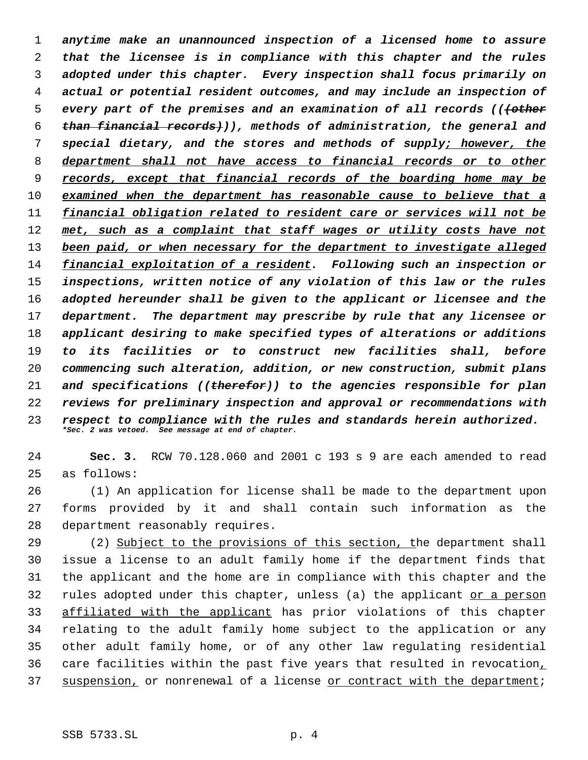*anytime make an unannounced inspection of a licensed home to assure that the licensee is in compliance with this chapter and the rules adopted under this chapter. Every inspection shall focus primarily on actual or potential resident outcomes, and may include an inspection of every part of the premises and an examination of all records ((~~(other than financial records)~~)), methods of administration, the general and special dietary, and the stores and methods of supply<u>; however, the department shall not have access to financial records or to other records, except that financial records of the boarding home may be examined when the department has reasonable cause to believe that a financial obligation related to resident care or services will not be met, such as a complaint that staff wages or utility costs have not been paid, or when necessary for the department to investigate alleged financial exploitation of a resident</u>. Following such an inspection or inspections, written notice of any violation of this law or the rules adopted hereunder shall be given to the applicant or licensee and the department. The department may prescribe by rule that any licensee or applicant desiring to make specified types of alterations or additions to its facilities or to construct new facilities shall, before commencing such alteration, addition, or new construction, submit plans and specifications ((~~therefor~~)) to the agencies responsible for plan reviews for preliminary inspection and approval or recommendations with respect to compliance with the rules and standards herein authorized.*

***Sec. 2 was vetoed. See message at end of chapter.***

**Sec. 3.** RCW 70.128.060 and 2001 c 193 s 9 are each amended to read as follows:

(1) An application for license shall be made to the department upon forms provided by it and shall contain such information as the department reasonably requires.

(2) <u>Subject to the provisions of this section, t</u>he department shall issue a license to an adult family home if the department finds that the applicant and the home are in compliance with this chapter and the rules adopted under this chapter, unless (a) the applicant <u>or a person affiliated with the applicant</u> has prior violations of this chapter relating to the adult family home subject to the application or any other adult family home, or of any other law regulating residential care facilities within the past five years that resulted in revocation<u>, suspension,</u> or nonrenewal of a license <u>or contract with the department</u>;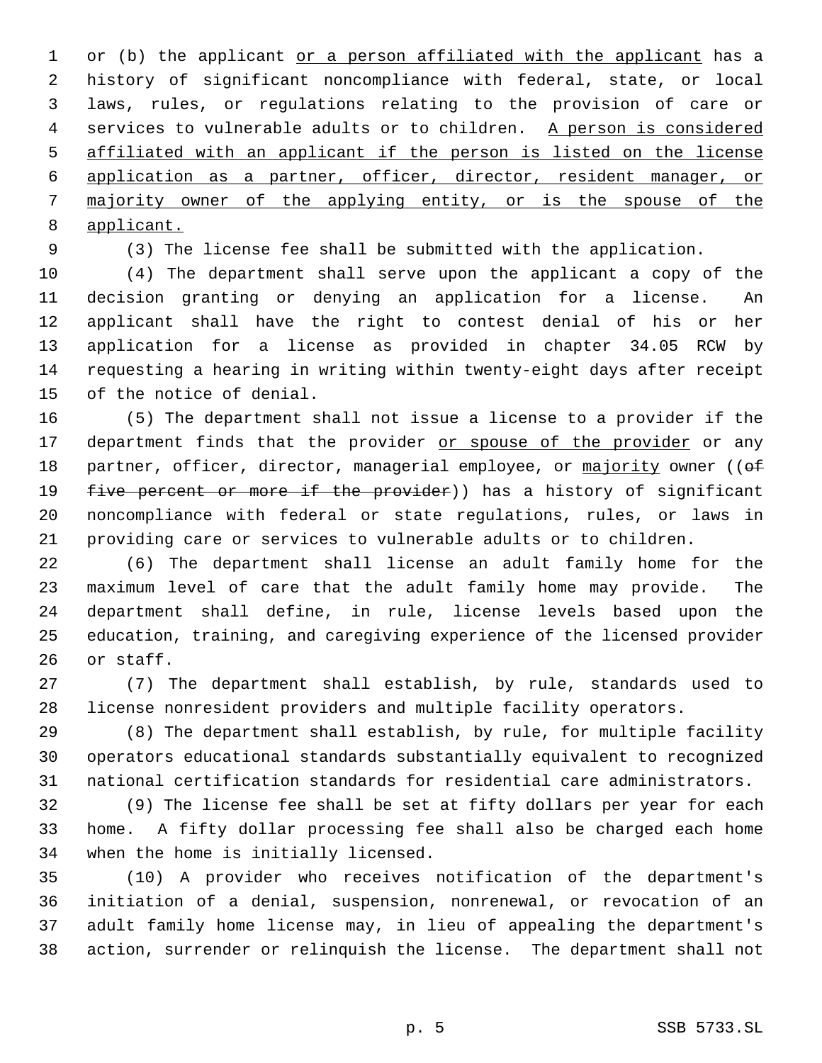or (b) the applicant <u>or a person affiliated with the applicant</u> has a history of significant noncompliance with federal, state, or local laws, rules, or regulations relating to the provision of care or services to vulnerable adults or to children. <u>A person is considered affiliated with an applicant if the person is listed on the license application as a partner, officer, director, resident manager, or majority owner of the applying entity, or is the spouse of the applicant.</u>

(3) The license fee shall be submitted with the application.

(4) The department shall serve upon the applicant a copy of the decision granting or denying an application for a license. An applicant shall have the right to contest denial of his or her application for a license as provided in chapter 34.05 RCW by requesting a hearing in writing within twenty-eight days after receipt of the notice of denial.

(5) The department shall not issue a license to a provider if the department finds that the provider <u>or spouse of the provider</u> or any partner, officer, director, managerial employee, or <u>majority</u> owner ((~~of five percent or more if the provider~~)) has a history of significant noncompliance with federal or state regulations, rules, or laws in providing care or services to vulnerable adults or to children.

(6) The department shall license an adult family home for the maximum level of care that the adult family home may provide. The department shall define, in rule, license levels based upon the education, training, and caregiving experience of the licensed provider or staff.

(7) The department shall establish, by rule, standards used to license nonresident providers and multiple facility operators.

(8) The department shall establish, by rule, for multiple facility operators educational standards substantially equivalent to recognized national certification standards for residential care administrators.

(9) The license fee shall be set at fifty dollars per year for each home. A fifty dollar processing fee shall also be charged each home when the home is initially licensed.

(10) A provider who receives notification of the department's initiation of a denial, suspension, nonrenewal, or revocation of an adult family home license may, in lieu of appealing the department's action, surrender or relinquish the license. The department shall not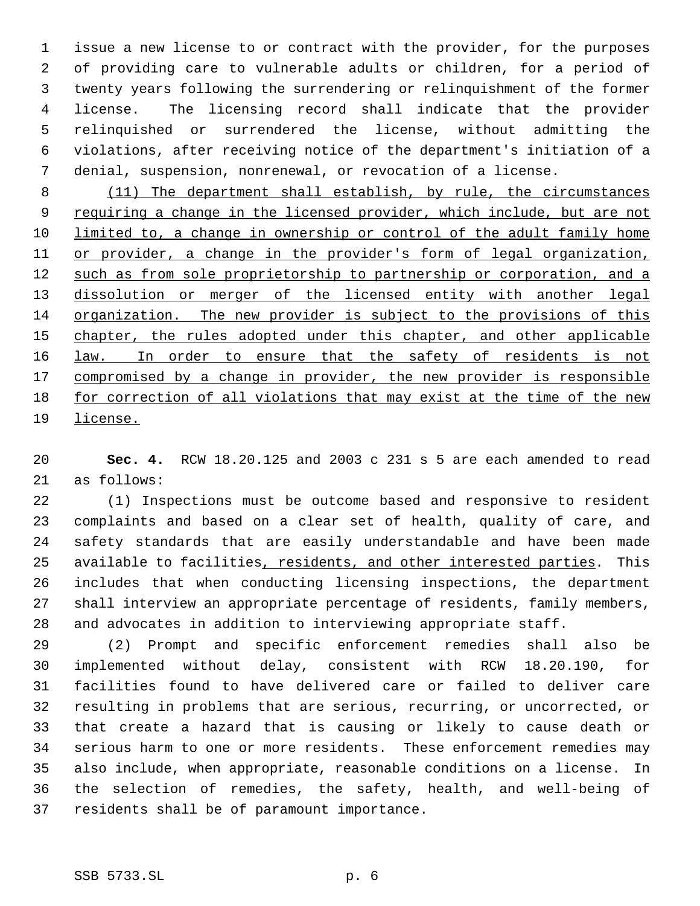issue a new license to or contract with the provider, for the purposes of providing care to vulnerable adults or children, for a period of twenty years following the surrendering or relinquishment of the former license. The licensing record shall indicate that the provider relinquished or surrendered the license, without admitting the violations, after receiving notice of the department's initiation of a denial, suspension, nonrenewal, or revocation of a license.

(11) The department shall establish, by rule, the circumstances requiring a change in the licensed provider, which include, but are not limited to, a change in ownership or control of the adult family home or provider, a change in the provider's form of legal organization, such as from sole proprietorship to partnership or corporation, and a dissolution or merger of the licensed entity with another legal organization. The new provider is subject to the provisions of this chapter, the rules adopted under this chapter, and other applicable law. In order to ensure that the safety of residents is not compromised by a change in provider, the new provider is responsible for correction of all violations that may exist at the time of the new license.

**Sec. 4.** RCW 18.20.125 and 2003 c 231 s 5 are each amended to read as follows:

(1) Inspections must be outcome based and responsive to resident complaints and based on a clear set of health, quality of care, and safety standards that are easily understandable and have been made available to facilities, residents, and other interested parties. This includes that when conducting licensing inspections, the department shall interview an appropriate percentage of residents, family members, and advocates in addition to interviewing appropriate staff.

(2) Prompt and specific enforcement remedies shall also be implemented without delay, consistent with RCW 18.20.190, for facilities found to have delivered care or failed to deliver care resulting in problems that are serious, recurring, or uncorrected, or that create a hazard that is causing or likely to cause death or serious harm to one or more residents. These enforcement remedies may also include, when appropriate, reasonable conditions on a license. In the selection of remedies, the safety, health, and well-being of residents shall be of paramount importance.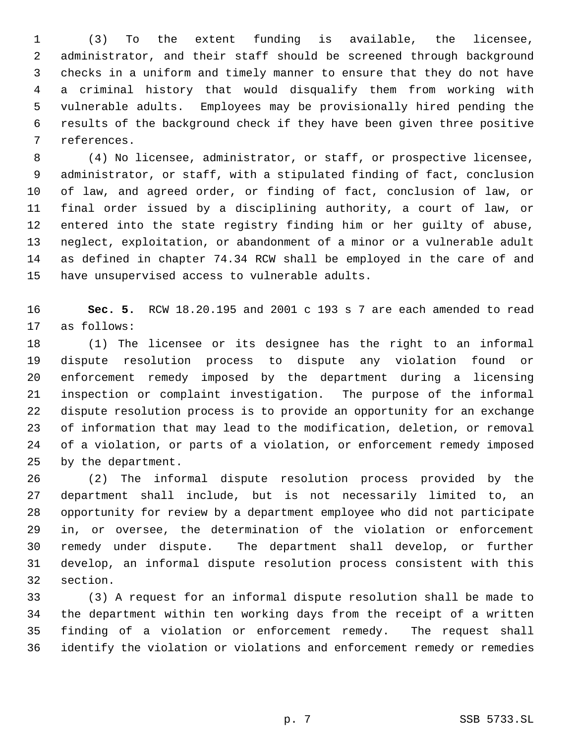(3) To the extent funding is available, the licensee, administrator, and their staff should be screened through background checks in a uniform and timely manner to ensure that they do not have a criminal history that would disqualify them from working with vulnerable adults. Employees may be provisionally hired pending the results of the background check if they have been given three positive references.

(4) No licensee, administrator, or staff, or prospective licensee, administrator, or staff, with a stipulated finding of fact, conclusion of law, and agreed order, or finding of fact, conclusion of law, or final order issued by a disciplining authority, a court of law, or entered into the state registry finding him or her guilty of abuse, neglect, exploitation, or abandonment of a minor or a vulnerable adult as defined in chapter 74.34 RCW shall be employed in the care of and have unsupervised access to vulnerable adults.

**Sec. 5.** RCW 18.20.195 and 2001 c 193 s 7 are each amended to read as follows:

(1) The licensee or its designee has the right to an informal dispute resolution process to dispute any violation found or enforcement remedy imposed by the department during a licensing inspection or complaint investigation. The purpose of the informal dispute resolution process is to provide an opportunity for an exchange of information that may lead to the modification, deletion, or removal of a violation, or parts of a violation, or enforcement remedy imposed by the department.

(2) The informal dispute resolution process provided by the department shall include, but is not necessarily limited to, an opportunity for review by a department employee who did not participate in, or oversee, the determination of the violation or enforcement remedy under dispute. The department shall develop, or further develop, an informal dispute resolution process consistent with this section.

(3) A request for an informal dispute resolution shall be made to the department within ten working days from the receipt of a written finding of a violation or enforcement remedy. The request shall identify the violation or violations and enforcement remedy or remedies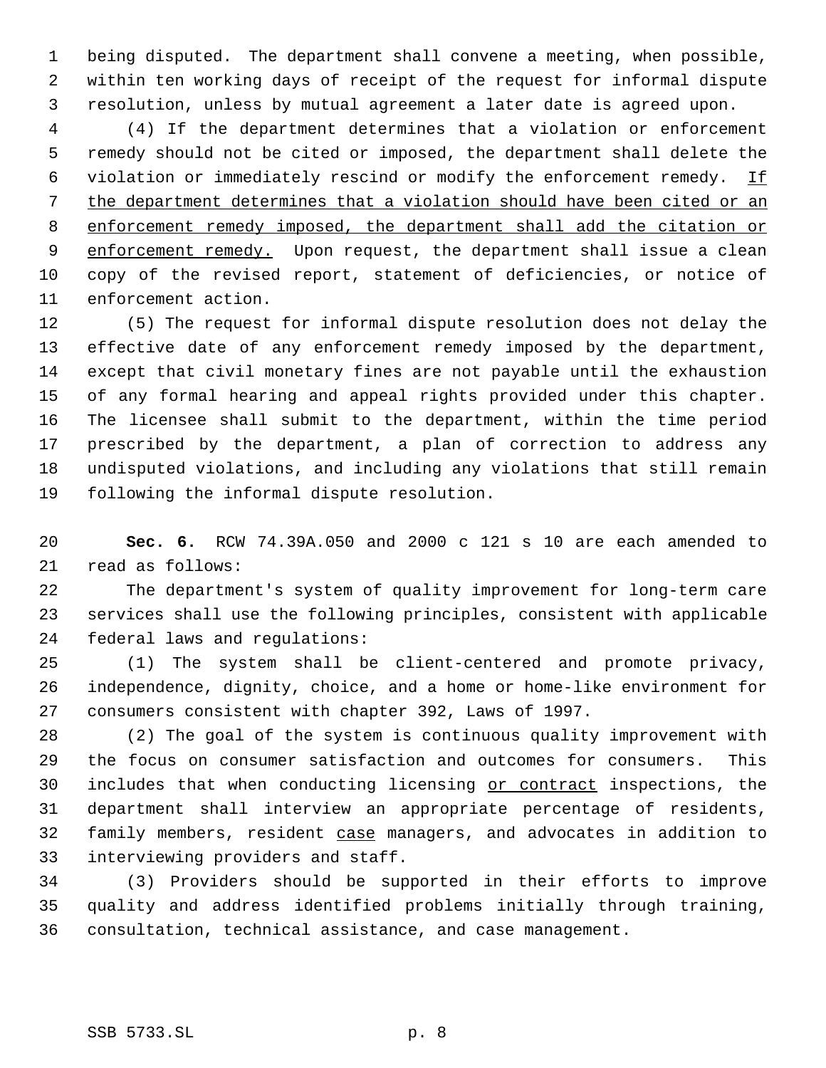being disputed. The department shall convene a meeting, when possible, within ten working days of receipt of the request for informal dispute resolution, unless by mutual agreement a later date is agreed upon.

(4) If the department determines that a violation or enforcement remedy should not be cited or imposed, the department shall delete the violation or immediately rescind or modify the enforcement remedy. <u>If the department determines that a violation should have been cited or an enforcement remedy imposed, the department shall add the citation or enforcement remedy.</u> Upon request, the department shall issue a clean copy of the revised report, statement of deficiencies, or notice of enforcement action.

(5) The request for informal dispute resolution does not delay the effective date of any enforcement remedy imposed by the department, except that civil monetary fines are not payable until the exhaustion of any formal hearing and appeal rights provided under this chapter. The licensee shall submit to the department, within the time period prescribed by the department, a plan of correction to address any undisputed violations, and including any violations that still remain following the informal dispute resolution.

**Sec. 6.** RCW 74.39A.050 and 2000 c 121 s 10 are each amended to read as follows:

The department's system of quality improvement for long-term care services shall use the following principles, consistent with applicable federal laws and regulations:

(1) The system shall be client-centered and promote privacy, independence, dignity, choice, and a home or home-like environment for consumers consistent with chapter 392, Laws of 1997.

(2) The goal of the system is continuous quality improvement with the focus on consumer satisfaction and outcomes for consumers. This includes that when conducting licensing <u>or contract</u> inspections, the department shall interview an appropriate percentage of residents, family members, resident <u>case</u> managers, and advocates in addition to interviewing providers and staff.

(3) Providers should be supported in their efforts to improve quality and address identified problems initially through training, consultation, technical assistance, and case management.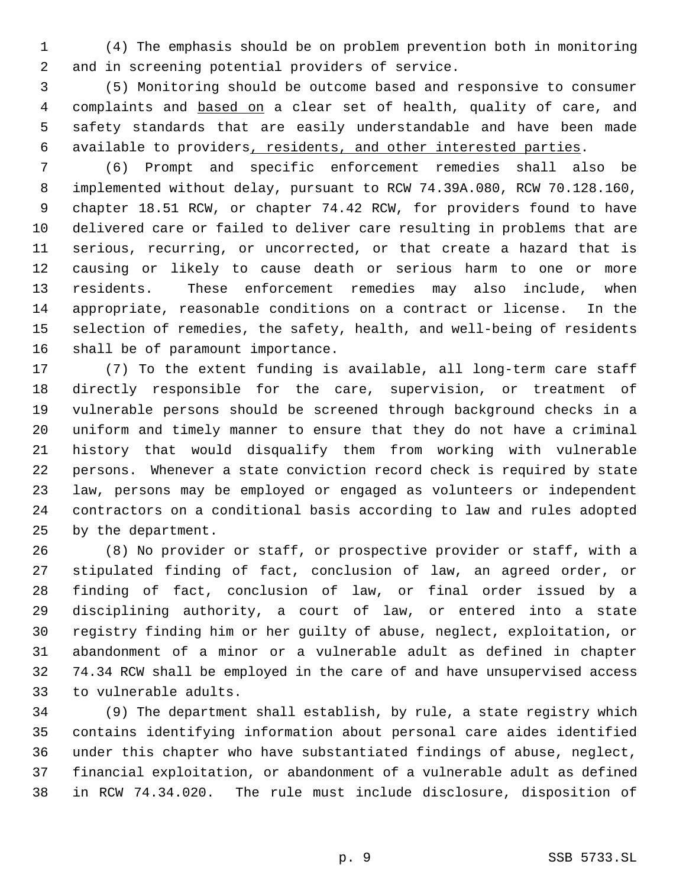(4) The emphasis should be on problem prevention both in monitoring and in screening potential providers of service.

(5) Monitoring should be outcome based and responsive to consumer complaints and based on a clear set of health, quality of care, and safety standards that are easily understandable and have been made available to providers, residents, and other interested parties.

(6) Prompt and specific enforcement remedies shall also be implemented without delay, pursuant to RCW 74.39A.080, RCW 70.128.160, chapter 18.51 RCW, or chapter 74.42 RCW, for providers found to have delivered care or failed to deliver care resulting in problems that are serious, recurring, or uncorrected, or that create a hazard that is causing or likely to cause death or serious harm to one or more residents. These enforcement remedies may also include, when appropriate, reasonable conditions on a contract or license. In the selection of remedies, the safety, health, and well-being of residents shall be of paramount importance.

(7) To the extent funding is available, all long-term care staff directly responsible for the care, supervision, or treatment of vulnerable persons should be screened through background checks in a uniform and timely manner to ensure that they do not have a criminal history that would disqualify them from working with vulnerable persons. Whenever a state conviction record check is required by state law, persons may be employed or engaged as volunteers or independent contractors on a conditional basis according to law and rules adopted by the department.

(8) No provider or staff, or prospective provider or staff, with a stipulated finding of fact, conclusion of law, an agreed order, or finding of fact, conclusion of law, or final order issued by a disciplining authority, a court of law, or entered into a state registry finding him or her guilty of abuse, neglect, exploitation, or abandonment of a minor or a vulnerable adult as defined in chapter 74.34 RCW shall be employed in the care of and have unsupervised access to vulnerable adults.

(9) The department shall establish, by rule, a state registry which contains identifying information about personal care aides identified under this chapter who have substantiated findings of abuse, neglect, financial exploitation, or abandonment of a vulnerable adult as defined in RCW 74.34.020. The rule must include disclosure, disposition of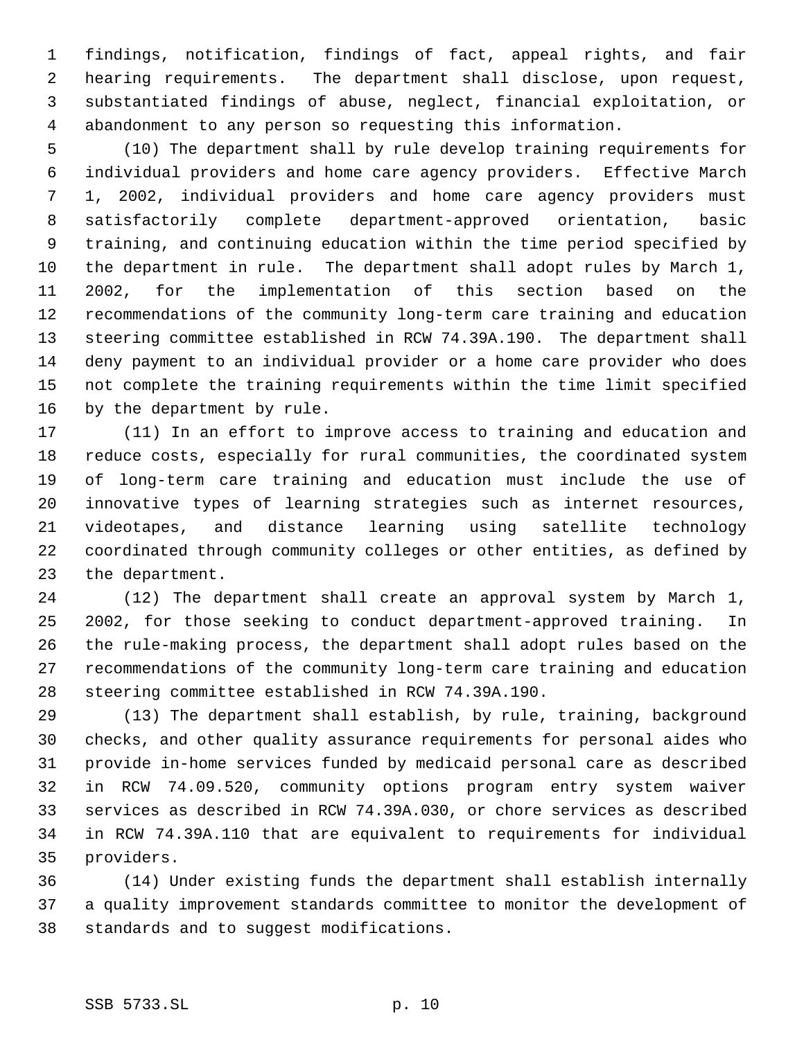findings, notification, findings of fact, appeal rights, and fair hearing requirements. The department shall disclose, upon request, substantiated findings of abuse, neglect, financial exploitation, or abandonment to any person so requesting this information.

(10) The department shall by rule develop training requirements for individual providers and home care agency providers. Effective March 1, 2002, individual providers and home care agency providers must satisfactorily complete department-approved orientation, basic training, and continuing education within the time period specified by the department in rule. The department shall adopt rules by March 1, 2002, for the implementation of this section based on the recommendations of the community long-term care training and education steering committee established in RCW 74.39A.190. The department shall deny payment to an individual provider or a home care provider who does not complete the training requirements within the time limit specified by the department by rule.

(11) In an effort to improve access to training and education and reduce costs, especially for rural communities, the coordinated system of long-term care training and education must include the use of innovative types of learning strategies such as internet resources, videotapes, and distance learning using satellite technology coordinated through community colleges or other entities, as defined by the department.

(12) The department shall create an approval system by March 1, 2002, for those seeking to conduct department-approved training. In the rule-making process, the department shall adopt rules based on the recommendations of the community long-term care training and education steering committee established in RCW 74.39A.190.

(13) The department shall establish, by rule, training, background checks, and other quality assurance requirements for personal aides who provide in-home services funded by medicaid personal care as described in RCW 74.09.520, community options program entry system waiver services as described in RCW 74.39A.030, or chore services as described in RCW 74.39A.110 that are equivalent to requirements for individual providers.

(14) Under existing funds the department shall establish internally a quality improvement standards committee to monitor the development of standards and to suggest modifications.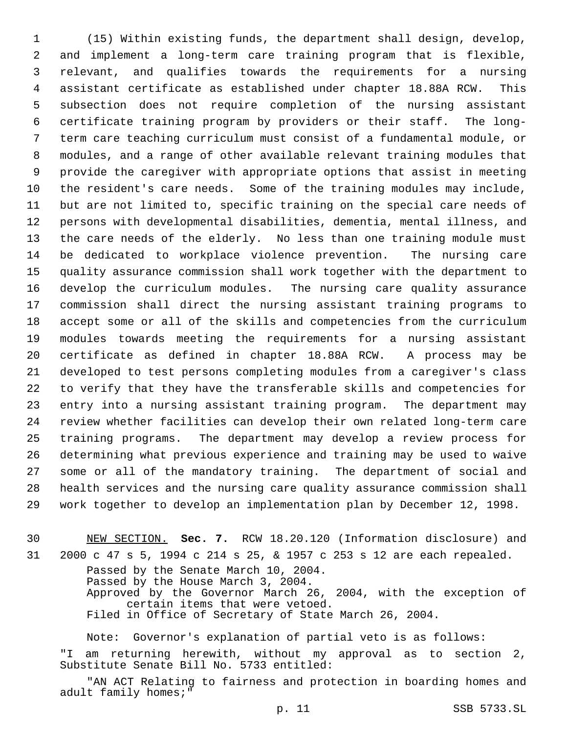(15) Within existing funds, the department shall design, develop, and implement a long-term care training program that is flexible, relevant, and qualifies towards the requirements for a nursing assistant certificate as established under chapter 18.88A RCW. This subsection does not require completion of the nursing assistant certificate training program by providers or their staff. The long-term care teaching curriculum must consist of a fundamental module, or modules, and a range of other available relevant training modules that provide the caregiver with appropriate options that assist in meeting the resident's care needs. Some of the training modules may include, but are not limited to, specific training on the special care needs of persons with developmental disabilities, dementia, mental illness, and the care needs of the elderly. No less than one training module must be dedicated to workplace violence prevention. The nursing care quality assurance commission shall work together with the department to develop the curriculum modules. The nursing care quality assurance commission shall direct the nursing assistant training programs to accept some or all of the skills and competencies from the curriculum modules towards meeting the requirements for a nursing assistant certificate as defined in chapter 18.88A RCW. A process may be developed to test persons completing modules from a caregiver's class to verify that they have the transferable skills and competencies for entry into a nursing assistant training program. The department may review whether facilities can develop their own related long-term care training programs. The department may develop a review process for determining what previous experience and training may be used to waive some or all of the mandatory training. The department of social and health services and the nursing care quality assurance commission shall work together to develop an implementation plan by December 12, 1998.

NEW SECTION. **Sec. 7.** RCW 18.20.120 (Information disclosure) and 2000 c 47 s 5, 1994 c 214 s 25, & 1957 c 253 s 12 are each repealed.

Passed by the Senate March 10, 2004.
Passed by the House March 3, 2004.
Approved by the Governor March 26, 2004, with the exception of certain items that were vetoed.
Filed in Office of Secretary of State March 26, 2004.

Note: Governor's explanation of partial veto is as follows:

"I am returning herewith, without my approval as to section 2, Substitute Senate Bill No. 5733 entitled:

"AN ACT Relating to fairness and protection in boarding homes and adult family homes;"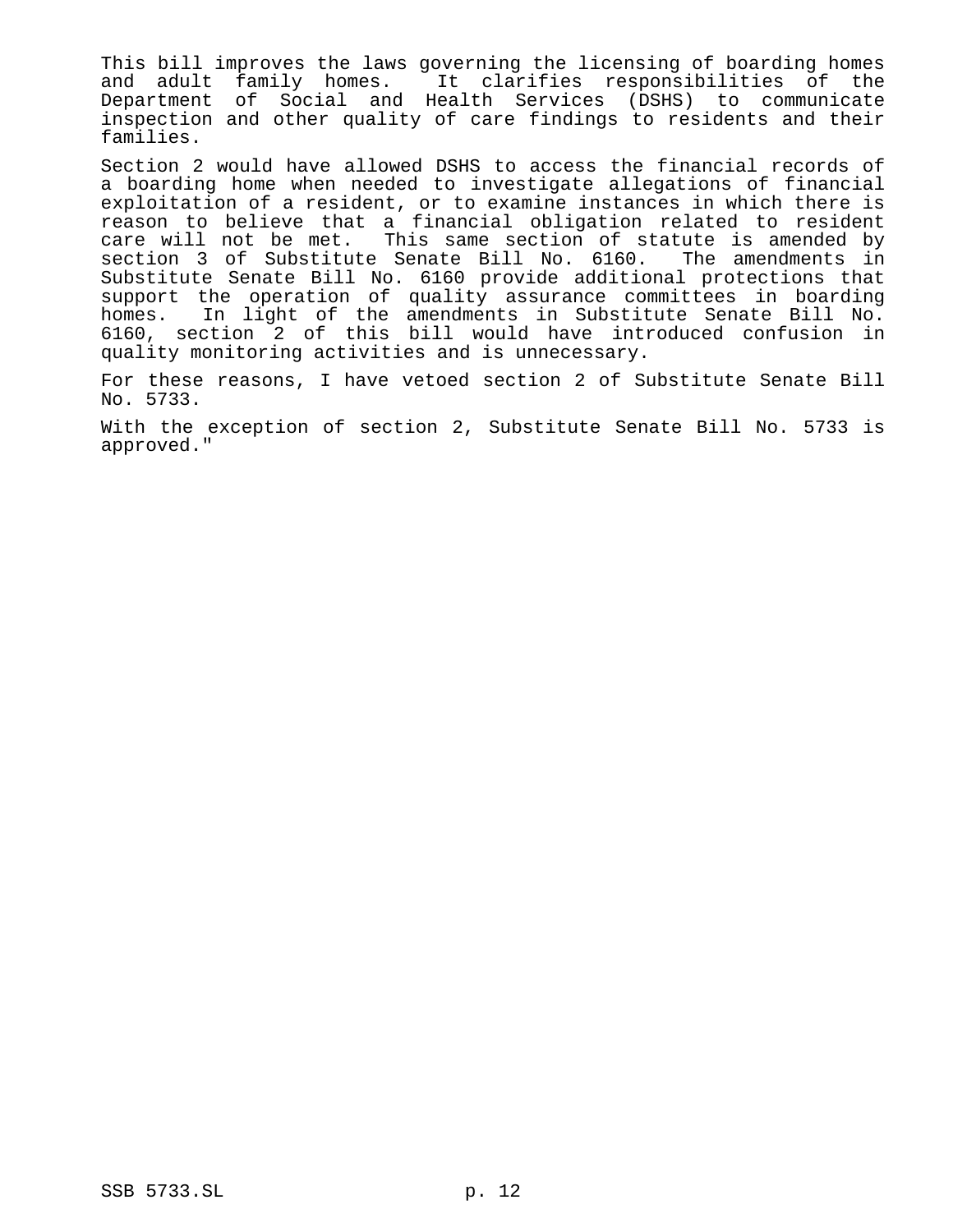This bill improves the laws governing the licensing of boarding homes and adult family homes. It clarifies responsibilities of the Department of Social and Health Services (DSHS) to communicate inspection and other quality of care findings to residents and their families.

Section 2 would have allowed DSHS to access the financial records of a boarding home when needed to investigate allegations of financial exploitation of a resident, or to examine instances in which there is reason to believe that a financial obligation related to resident care will not be met. This same section of statute is amended by section 3 of Substitute Senate Bill No. 6160. The amendments in Substitute Senate Bill No. 6160 provide additional protections that support the operation of quality assurance committees in boarding homes. In light of the amendments in Substitute Senate Bill No. 6160, section 2 of this bill would have introduced confusion in quality monitoring activities and is unnecessary.

For these reasons, I have vetoed section 2 of Substitute Senate Bill No. 5733.

With the exception of section 2, Substitute Senate Bill No. 5733 is approved."